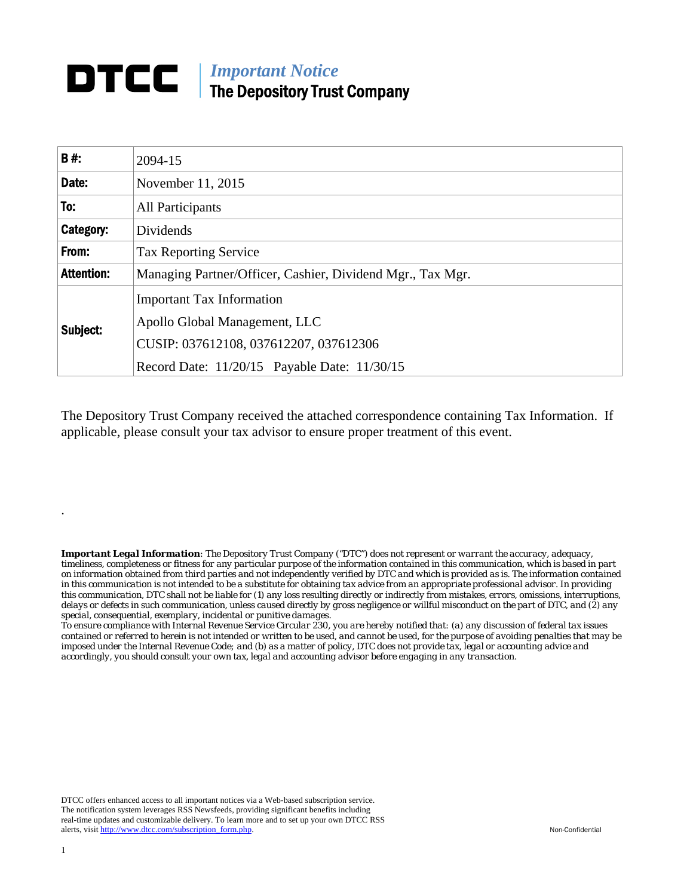# DTCC | *Important Notice* The Depository Trust Company

| | |
|---|---|
| **B #:** | 2094-15 |
| **Date:** | November 11, 2015 |
| **To:** | All Participants |
| **Category:** | Dividends |
| **From:** | Tax Reporting Service |
| **Attention:** | Managing Partner/Officer, Cashier, Dividend Mgr., Tax Mgr. |
| **Subject:** | Important Tax Information<br>Apollo Global Management, LLC<br>CUSIP: 037612108, 037612207, 037612306<br>Record Date: 11/20/15 Payable Date: 11/30/15 |

The Depository Trust Company received the attached correspondence containing Tax Information. If applicable, please consult your tax advisor to ensure proper treatment of this event.

.

***Important Legal Information**: The Depository Trust Company ("DTC") does not represent or warrant the accuracy, adequacy, timeliness, completeness or fitness for any particular purpose of the information contained in this communication, which is based in part on information obtained from third parties and not independently verified by DTC and which is provided as is. The information contained in this communication is not intended to be a substitute for obtaining tax advice from an appropriate professional advisor. In providing this communication, DTC shall not be liable for (1) any loss resulting directly or indirectly from mistakes, errors, omissions, interruptions, delays or defects in such communication, unless caused directly by gross negligence or willful misconduct on the part of DTC, and (2) any special, consequential, exemplary, incidental or punitive damages.*
*To ensure compliance with Internal Revenue Service Circular 230, you are hereby notified that: (a) any discussion of federal tax issues contained or referred to herein is not intended or written to be used, and cannot be used, for the purpose of avoiding penalties that may be imposed under the Internal Revenue Code; and (b) as a matter of policy, DTC does not provide tax, legal or accounting advice and accordingly, you should consult your own tax, legal and accounting advisor before engaging in any transaction.*

DTCC offers enhanced access to all important notices via a Web-based subscription service. The notification system leverages RSS Newsfeeds, providing significant benefits including real-time updates and customizable delivery. To learn more and to set up your own DTCC RSS alerts, visit http://www.dtcc.com/subscription_form.php.

Non-Confidential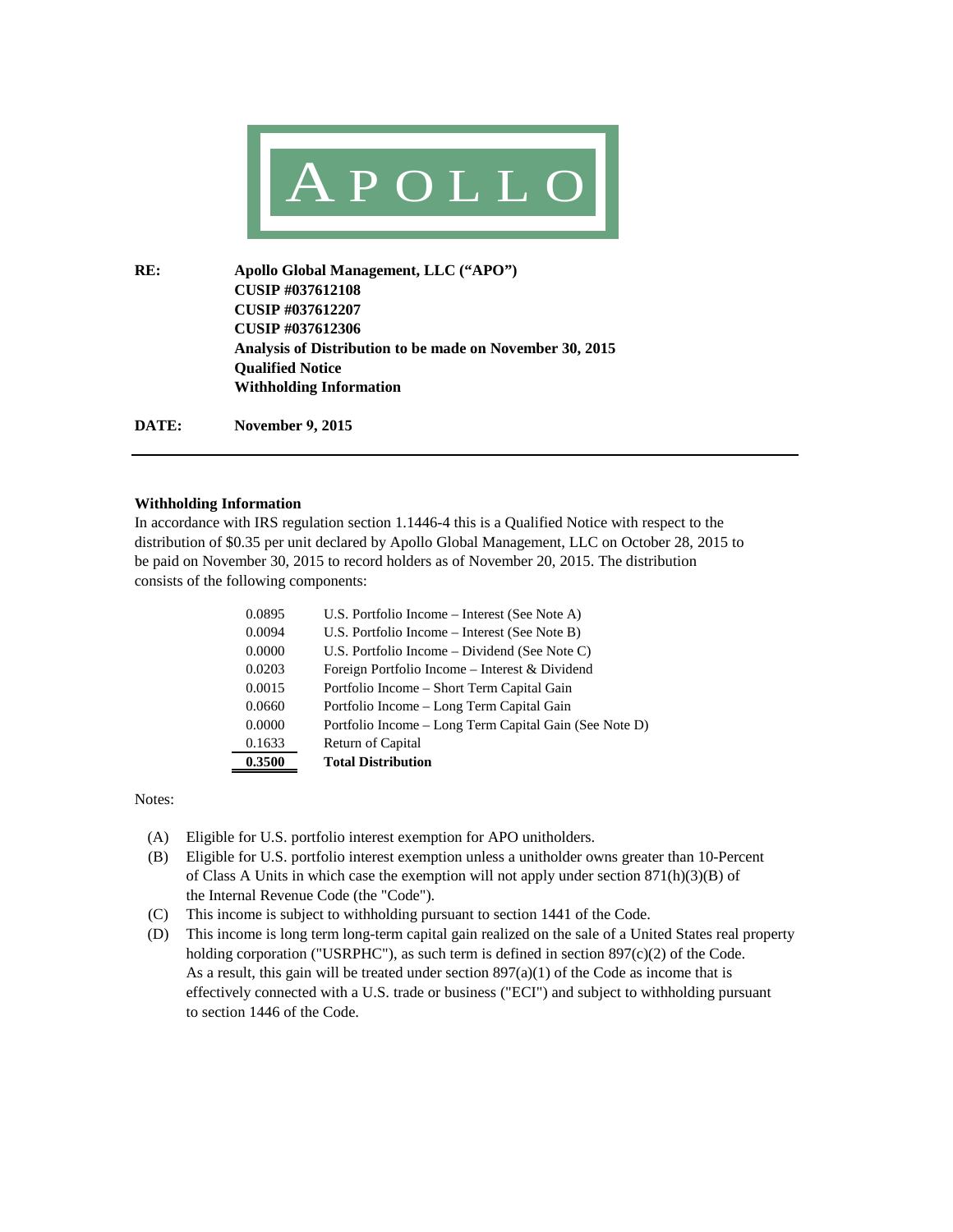APOLLO

| | |
|---|---|
| **RE:** | **Apollo Global Management, LLC ("APO")** |
| | **CUSIP #037612108** |
| | **CUSIP #037612207** |
| | **CUSIP #037612306** |
| | **Analysis of Distribution to be made on November 30, 2015** |
| | **Qualified Notice** |
| | **Withholding Information** |
| **DATE:** | **November 9, 2015** |

---

**Withholding Information**

In accordance with IRS regulation section 1.1446-4 this is a Qualified Notice with respect to the distribution of $0.35 per unit declared by Apollo Global Management, LLC on October 28, 2015 to be paid on November 30, 2015 to record holders as of November 20, 2015. The distribution consists of the following components:

| | |
|---|---|
| 0.0895 | U.S. Portfolio Income – Interest (See Note A) |
| 0.0094 | U.S. Portfolio Income – Interest (See Note B) |
| 0.0000 | U.S. Portfolio Income – Dividend (See Note C) |
| 0.0203 | Foreign Portfolio Income – Interest & Dividend |
| 0.0015 | Portfolio Income – Short Term Capital Gain |
| 0.0660 | Portfolio Income – Long Term Capital Gain |
| 0.0000 | Portfolio Income – Long Term Capital Gain (See Note D) |
| 0.1633 | Return of Capital |
| **0.3500** | **Total Distribution** |

Notes:

(A) Eligible for U.S. portfolio interest exemption for APO unitholders.

(B) Eligible for U.S. portfolio interest exemption unless a unitholder owns greater than 10-Percent of Class A Units in which case the exemption will not apply under section 871(h)(3)(B) of the Internal Revenue Code (the "Code").

(C) This income is subject to withholding pursuant to section 1441 of the Code.

(D) This income is long term long-term capital gain realized on the sale of a United States real property holding corporation ("USRPHC"), as such term is defined in section 897(c)(2) of the Code. As a result, this gain will be treated under section 897(a)(1) of the Code as income that is effectively connected with a U.S. trade or business ("ECI") and subject to withholding pursuant to section 1446 of the Code.